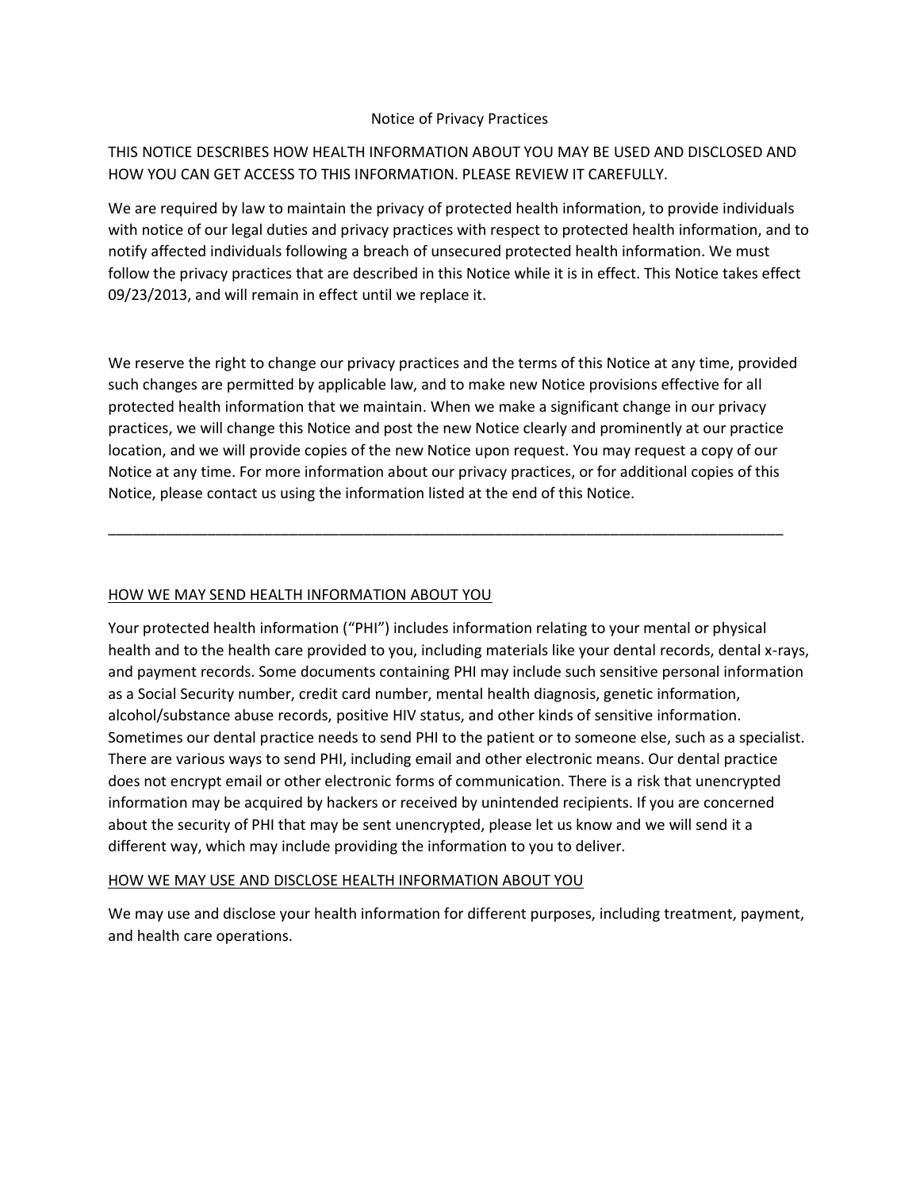# Notice of Privacy Practices

THIS NOTICE DESCRIBES HOW HEALTH INFORMATION ABOUT YOU MAY BE USED AND DISCLOSED AND HOW YOU CAN GET ACCESS TO THIS INFORMATION. PLEASE REVIEW IT CAREFULLY.

We are required by law to maintain the privacy of protected health information, to provide individuals with notice of our legal duties and privacy practices with respect to protected health information, and to notify affected individuals following a breach of unsecured protected health information. We must follow the privacy practices that are described in this Notice while it is in effect. This Notice takes effect 09/23/2013, and will remain in effect until we replace it.

We reserve the right to change our privacy practices and the terms of this Notice at any time, provided such changes are permitted by applicable law, and to make new Notice provisions effective for all protected health information that we maintain. When we make a significant change in our privacy practices, we will change this Notice and post the new Notice clearly and prominently at our practice location, and we will provide copies of the new Notice upon request. You may request a copy of our Notice at any time. For more information about our privacy practices, or for additional copies of this Notice, please contact us using the information listed at the end of this Notice.

---

## HOW WE MAY SEND HEALTH INFORMATION ABOUT YOU

Your protected health information ("PHI") includes information relating to your mental or physical health and to the health care provided to you, including materials like your dental records, dental x-rays, and payment records. Some documents containing PHI may include such sensitive personal information as a Social Security number, credit card number, mental health diagnosis, genetic information, alcohol/substance abuse records, positive HIV status, and other kinds of sensitive information. Sometimes our dental practice needs to send PHI to the patient or to someone else, such as a specialist. There are various ways to send PHI, including email and other electronic means. Our dental practice does not encrypt email or other electronic forms of communication. There is a risk that unencrypted information may be acquired by hackers or received by unintended recipients. If you are concerned about the security of PHI that may be sent unencrypted, please let us know and we will send it a different way, which may include providing the information to you to deliver.

## HOW WE MAY USE AND DISCLOSE HEALTH INFORMATION ABOUT YOU

We may use and disclose your health information for different purposes, including treatment, payment, and health care operations.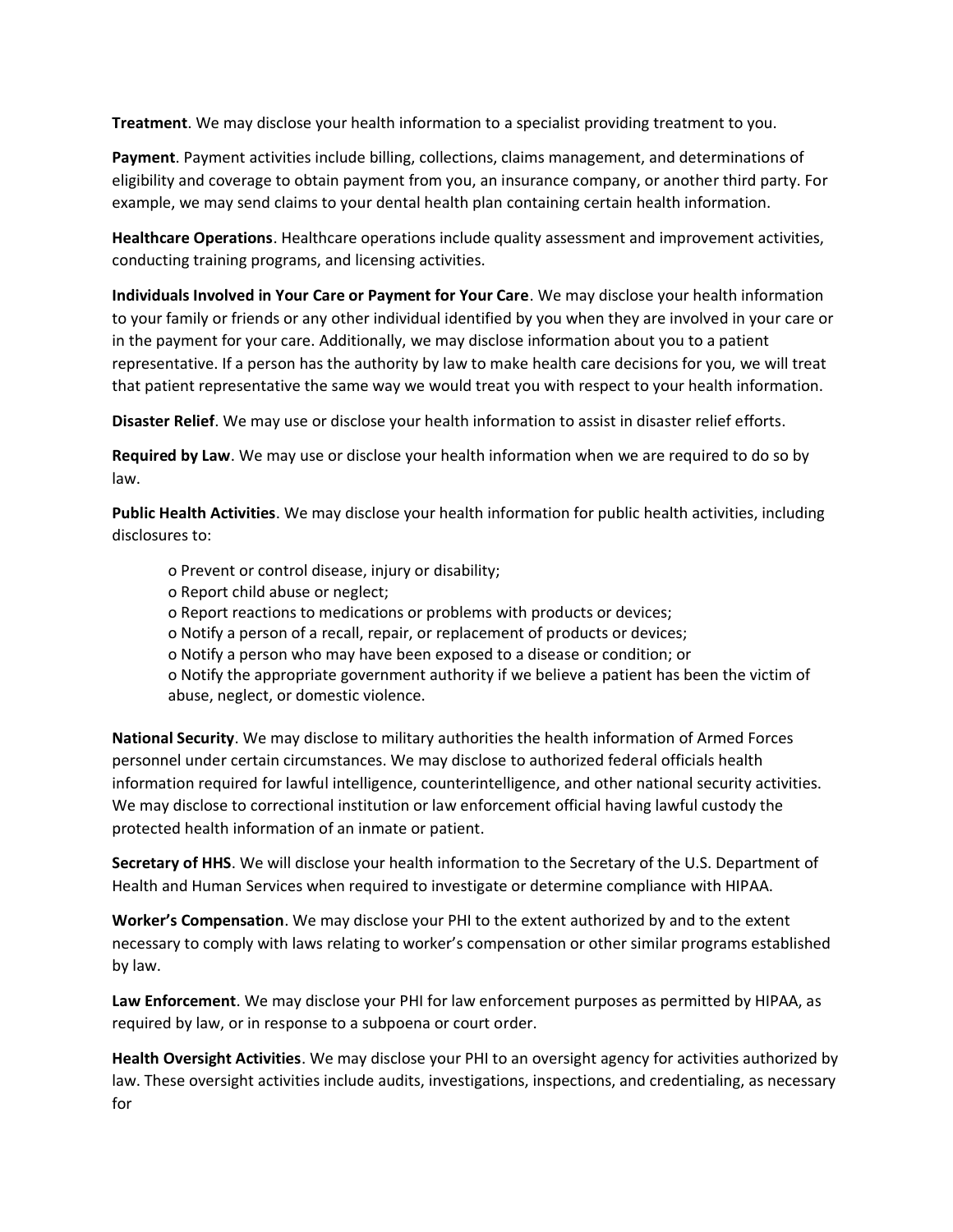**Treatment**. We may disclose your health information to a specialist providing treatment to you.

**Payment**. Payment activities include billing, collections, claims management, and determinations of eligibility and coverage to obtain payment from you, an insurance company, or another third party. For example, we may send claims to your dental health plan containing certain health information.

**Healthcare Operations**. Healthcare operations include quality assessment and improvement activities, conducting training programs, and licensing activities.

**Individuals Involved in Your Care or Payment for Your Care**. We may disclose your health information to your family or friends or any other individual identified by you when they are involved in your care or in the payment for your care. Additionally, we may disclose information about you to a patient representative. If a person has the authority by law to make health care decisions for you, we will treat that patient representative the same way we would treat you with respect to your health information.

**Disaster Relief**. We may use or disclose your health information to assist in disaster relief efforts.

**Required by Law**. We may use or disclose your health information when we are required to do so by law.

**Public Health Activities**. We may disclose your health information for public health activities, including disclosures to:

- Prevent or control disease, injury or disability;
- Report child abuse or neglect;
- Report reactions to medications or problems with products or devices;
- Notify a person of a recall, repair, or replacement of products or devices;
- Notify a person who may have been exposed to a disease or condition; or
- Notify the appropriate government authority if we believe a patient has been the victim of abuse, neglect, or domestic violence.

**National Security**. We may disclose to military authorities the health information of Armed Forces personnel under certain circumstances. We may disclose to authorized federal officials health information required for lawful intelligence, counterintelligence, and other national security activities. We may disclose to correctional institution or law enforcement official having lawful custody the protected health information of an inmate or patient.

**Secretary of HHS**. We will disclose your health information to the Secretary of the U.S. Department of Health and Human Services when required to investigate or determine compliance with HIPAA.

**Worker's Compensation**. We may disclose your PHI to the extent authorized by and to the extent necessary to comply with laws relating to worker's compensation or other similar programs established by law.

**Law Enforcement**. We may disclose your PHI for law enforcement purposes as permitted by HIPAA, as required by law, or in response to a subpoena or court order.

**Health Oversight Activities**. We may disclose your PHI to an oversight agency for activities authorized by law. These oversight activities include audits, investigations, inspections, and credentialing, as necessary for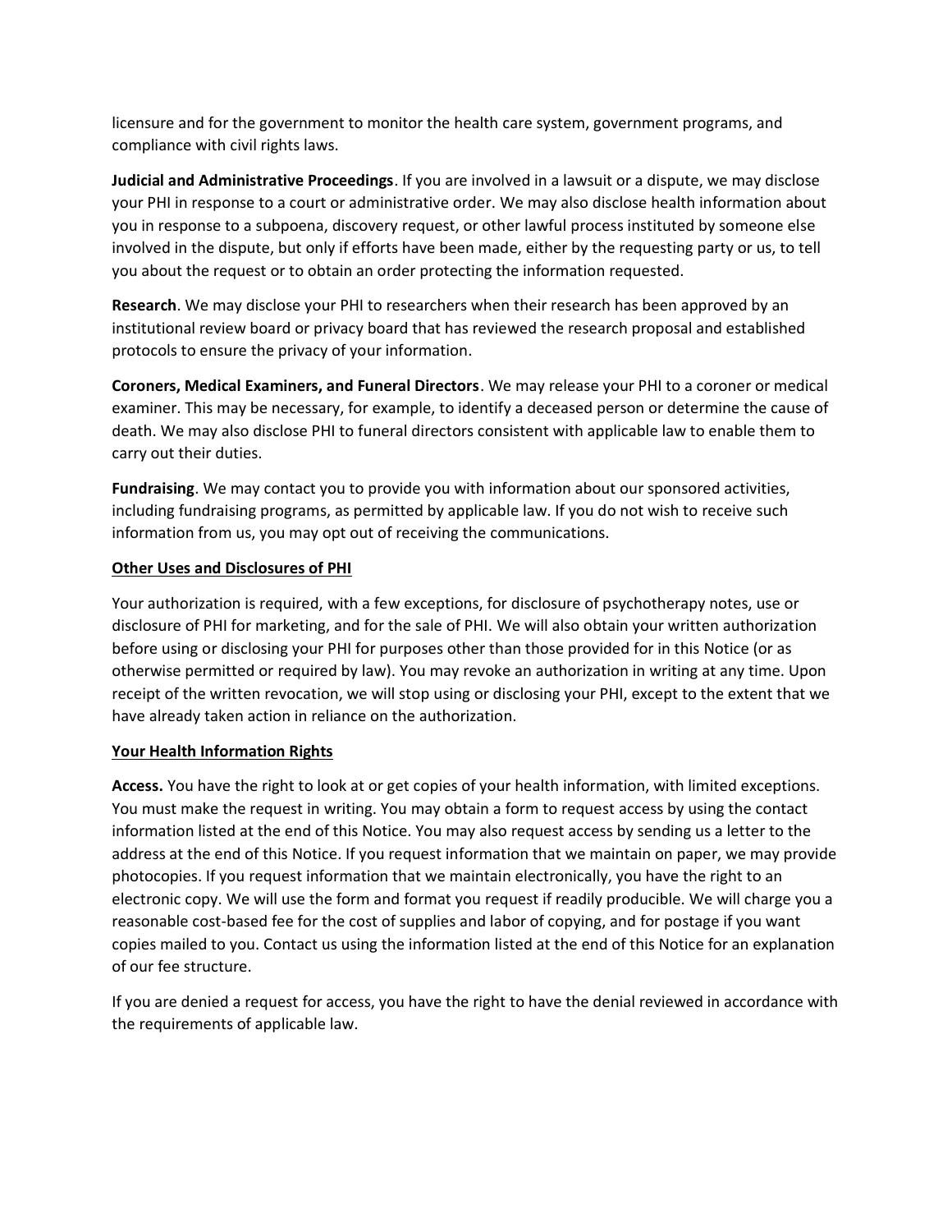licensure and for the government to monitor the health care system, government programs, and compliance with civil rights laws.

**Judicial and Administrative Proceedings**. If you are involved in a lawsuit or a dispute, we may disclose your PHI in response to a court or administrative order. We may also disclose health information about you in response to a subpoena, discovery request, or other lawful process instituted by someone else involved in the dispute, but only if efforts have been made, either by the requesting party or us, to tell you about the request or to obtain an order protecting the information requested.

**Research**. We may disclose your PHI to researchers when their research has been approved by an institutional review board or privacy board that has reviewed the research proposal and established protocols to ensure the privacy of your information.

**Coroners, Medical Examiners, and Funeral Directors**. We may release your PHI to a coroner or medical examiner. This may be necessary, for example, to identify a deceased person or determine the cause of death. We may also disclose PHI to funeral directors consistent with applicable law to enable them to carry out their duties.

**Fundraising**. We may contact you to provide you with information about our sponsored activities, including fundraising programs, as permitted by applicable law. If you do not wish to receive such information from us, you may opt out of receiving the communications.

<u>**Other Uses and Disclosures of PHI**</u>

Your authorization is required, with a few exceptions, for disclosure of psychotherapy notes, use or disclosure of PHI for marketing, and for the sale of PHI. We will also obtain your written authorization before using or disclosing your PHI for purposes other than those provided for in this Notice (or as otherwise permitted or required by law). You may revoke an authorization in writing at any time. Upon receipt of the written revocation, we will stop using or disclosing your PHI, except to the extent that we have already taken action in reliance on the authorization.

<u>**Your Health Information Rights**</u>

**Access.** You have the right to look at or get copies of your health information, with limited exceptions. You must make the request in writing. You may obtain a form to request access by using the contact information listed at the end of this Notice. You may also request access by sending us a letter to the address at the end of this Notice. If you request information that we maintain on paper, we may provide photocopies. If you request information that we maintain electronically, you have the right to an electronic copy. We will use the form and format you request if readily producible. We will charge you a reasonable cost-based fee for the cost of supplies and labor of copying, and for postage if you want copies mailed to you. Contact us using the information listed at the end of this Notice for an explanation of our fee structure.

If you are denied a request for access, you have the right to have the denial reviewed in accordance with the requirements of applicable law.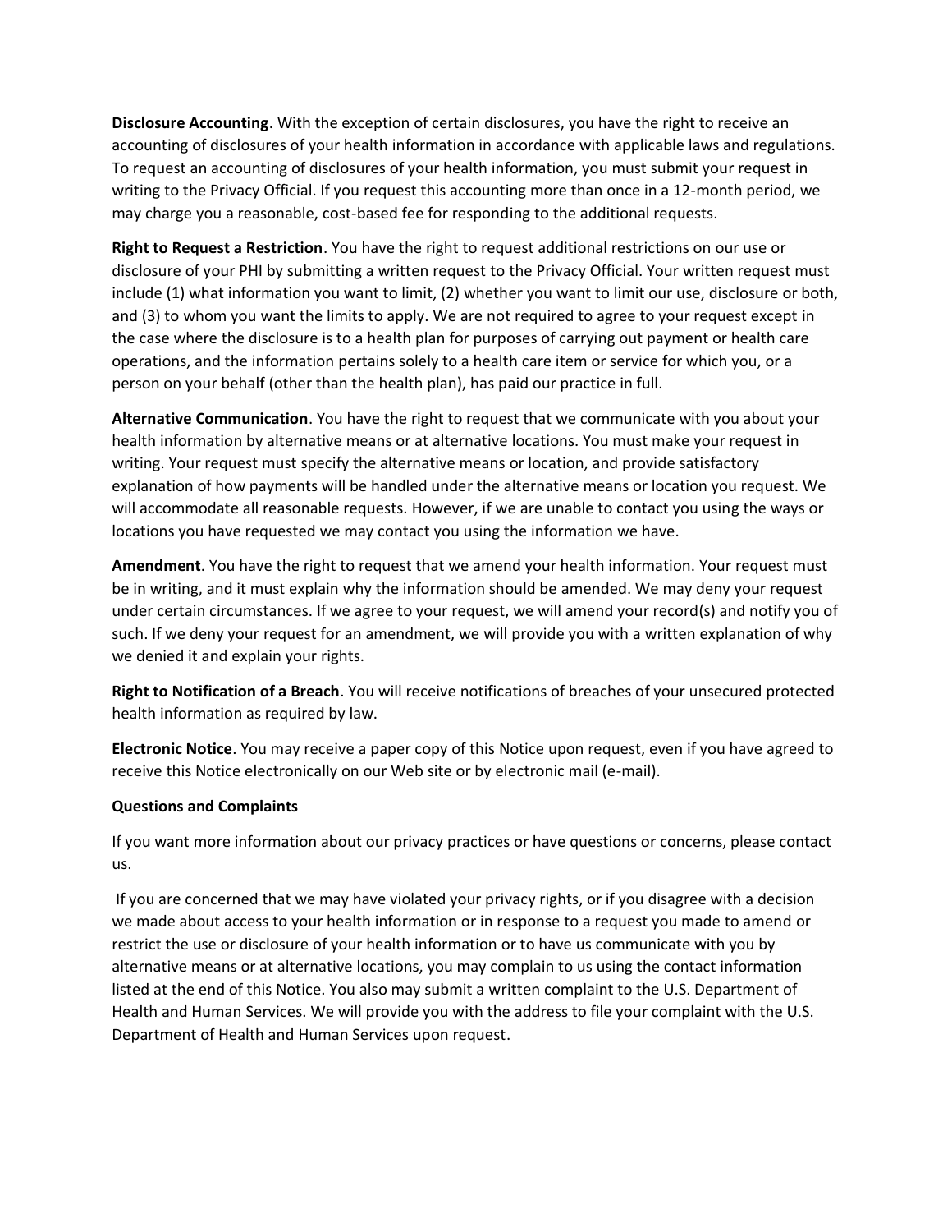**Disclosure Accounting**. With the exception of certain disclosures, you have the right to receive an accounting of disclosures of your health information in accordance with applicable laws and regulations. To request an accounting of disclosures of your health information, you must submit your request in writing to the Privacy Official. If you request this accounting more than once in a 12-month period, we may charge you a reasonable, cost-based fee for responding to the additional requests.

**Right to Request a Restriction**. You have the right to request additional restrictions on our use or disclosure of your PHI by submitting a written request to the Privacy Official. Your written request must include (1) what information you want to limit, (2) whether you want to limit our use, disclosure or both, and (3) to whom you want the limits to apply. We are not required to agree to your request except in the case where the disclosure is to a health plan for purposes of carrying out payment or health care operations, and the information pertains solely to a health care item or service for which you, or a person on your behalf (other than the health plan), has paid our practice in full.

**Alternative Communication**. You have the right to request that we communicate with you about your health information by alternative means or at alternative locations. You must make your request in writing. Your request must specify the alternative means or location, and provide satisfactory explanation of how payments will be handled under the alternative means or location you request. We will accommodate all reasonable requests. However, if we are unable to contact you using the ways or locations you have requested we may contact you using the information we have.

**Amendment**. You have the right to request that we amend your health information. Your request must be in writing, and it must explain why the information should be amended. We may deny your request under certain circumstances. If we agree to your request, we will amend your record(s) and notify you of such. If we deny your request for an amendment, we will provide you with a written explanation of why we denied it and explain your rights.

**Right to Notification of a Breach**. You will receive notifications of breaches of your unsecured protected health information as required by law.

**Electronic Notice**. You may receive a paper copy of this Notice upon request, even if you have agreed to receive this Notice electronically on our Web site or by electronic mail (e-mail).

**Questions and Complaints**

If you want more information about our privacy practices or have questions or concerns, please contact us.

If you are concerned that we may have violated your privacy rights, or if you disagree with a decision we made about access to your health information or in response to a request you made to amend or restrict the use or disclosure of your health information or to have us communicate with you by alternative means or at alternative locations, you may complain to us using the contact information listed at the end of this Notice. You also may submit a written complaint to the U.S. Department of Health and Human Services. We will provide you with the address to file your complaint with the U.S. Department of Health and Human Services upon request.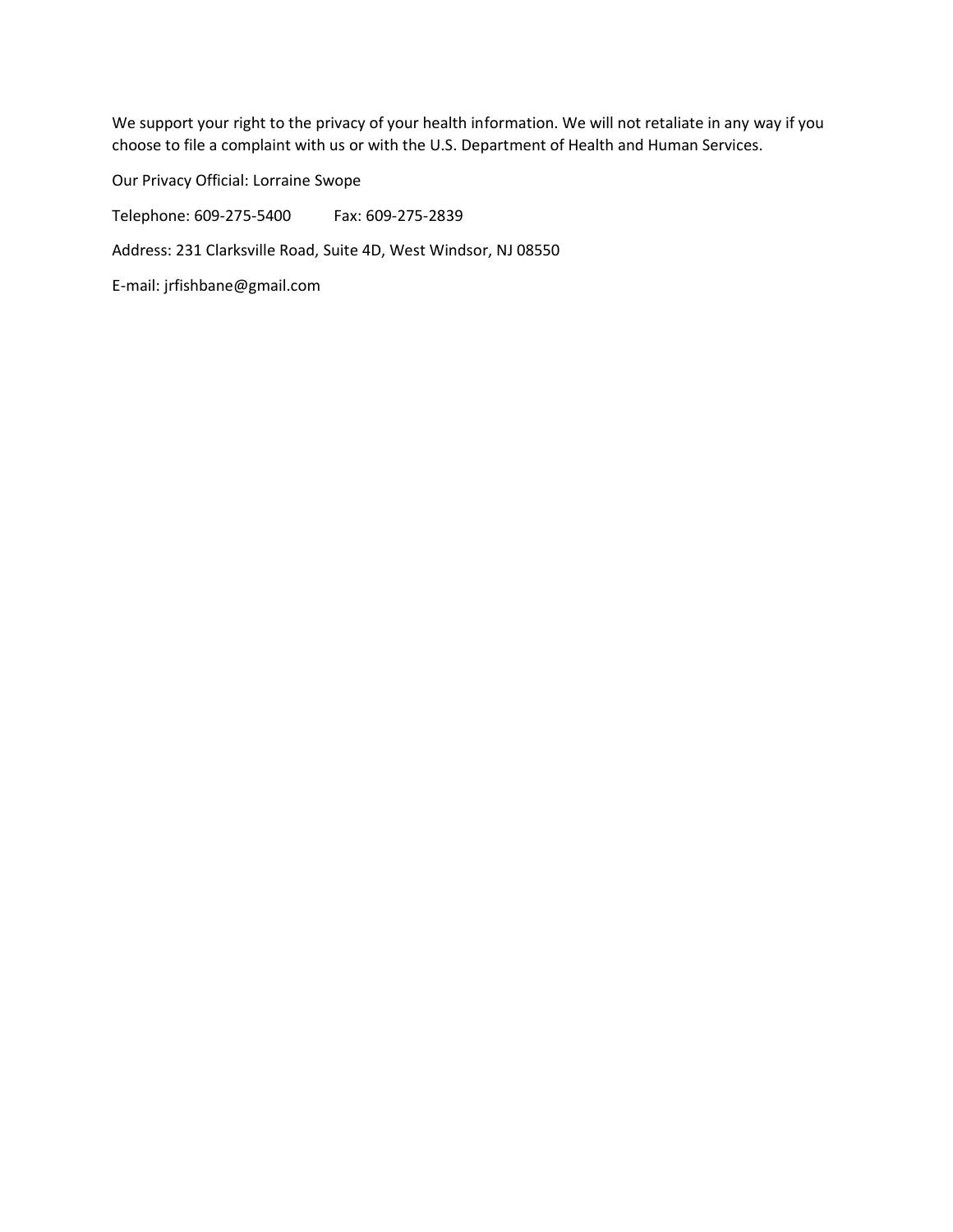We support your right to the privacy of your health information. We will not retaliate in any way if you choose to file a complaint with us or with the U.S. Department of Health and Human Services.

Our Privacy Official: Lorraine Swope

Telephone: 609-275-5400 Fax: 609-275-2839

Address: 231 Clarksville Road, Suite 4D, West Windsor, NJ 08550

E-mail: jrfishbane@gmail.com